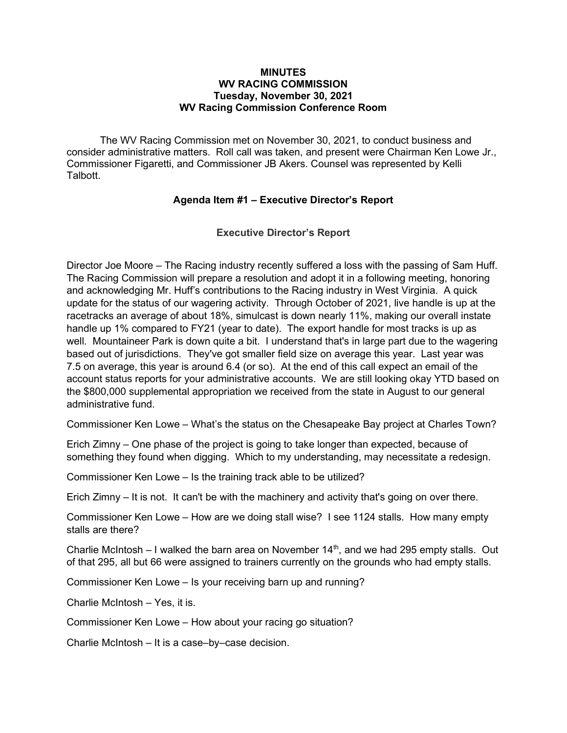# MINUTES
## WV RACING COMMISSION
### Tuesday, November 30, 2021
### WV Racing Commission Conference Room

The WV Racing Commission met on November 30, 2021, to conduct business and consider administrative matters. Roll call was taken, and present were Chairman Ken Lowe Jr., Commissioner Figaretti, and Commissioner JB Akers. Counsel was represented by Kelli Talbott.

### Agenda Item #1 – Executive Director's Report

### Executive Director's Report

Director Joe Moore – The Racing industry recently suffered a loss with the passing of Sam Huff. The Racing Commission will prepare a resolution and adopt it in a following meeting, honoring and acknowledging Mr. Huff's contributions to the Racing industry in West Virginia. A quick update for the status of our wagering activity. Through October of 2021, live handle is up at the racetracks an average of about 18%, simulcast is down nearly 11%, making our overall instate handle up 1% compared to FY21 (year to date). The export handle for most tracks is up as well. Mountaineer Park is down quite a bit. I understand that's in large part due to the wagering based out of jurisdictions. They've got smaller field size on average this year. Last year was 7.5 on average, this year is around 6.4 (or so). At the end of this call expect an email of the account status reports for your administrative accounts. We are still looking okay YTD based on the $800,000 supplemental appropriation we received from the state in August to our general administrative fund.

Commissioner Ken Lowe – What's the status on the Chesapeake Bay project at Charles Town?

Erich Zimny – One phase of the project is going to take longer than expected, because of something they found when digging. Which to my understanding, may necessitate a redesign.

Commissioner Ken Lowe – Is the training track able to be utilized?

Erich Zimny – It is not. It can't be with the machinery and activity that's going on over there.

Commissioner Ken Lowe – How are we doing stall wise? I see 1124 stalls. How many empty stalls are there?

Charlie McIntosh – I walked the barn area on November 14th, and we had 295 empty stalls. Out of that 295, all but 66 were assigned to trainers currently on the grounds who had empty stalls.

Commissioner Ken Lowe – Is your receiving barn up and running?

Charlie McIntosh – Yes, it is.

Commissioner Ken Lowe – How about your racing go situation?

Charlie McIntosh – It is a case–by–case decision.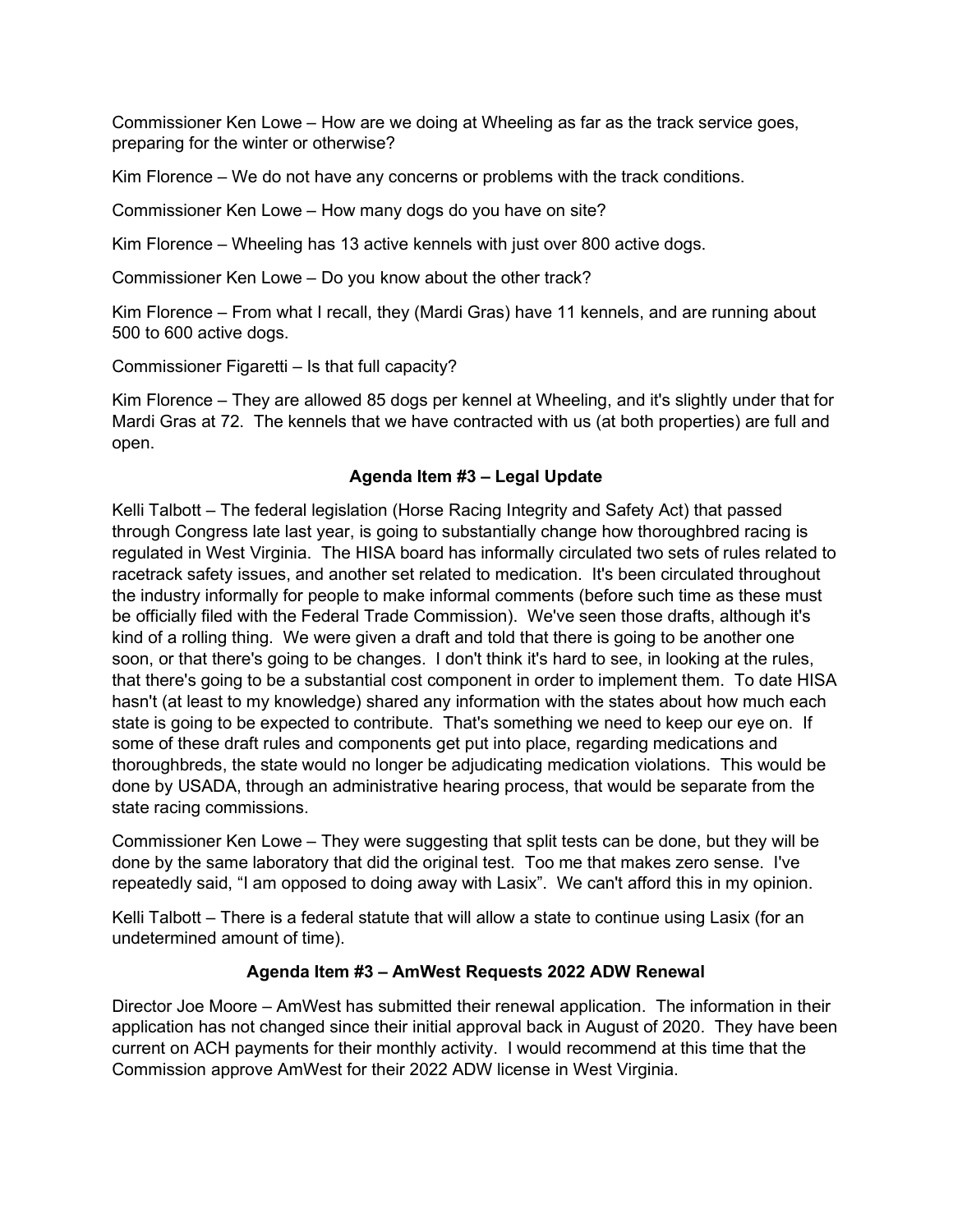Commissioner Ken Lowe – How are we doing at Wheeling as far as the track service goes, preparing for the winter or otherwise?

Kim Florence – We do not have any concerns or problems with the track conditions.

Commissioner Ken Lowe – How many dogs do you have on site?

Kim Florence – Wheeling has 13 active kennels with just over 800 active dogs.

Commissioner Ken Lowe – Do you know about the other track?

Kim Florence – From what I recall, they (Mardi Gras) have 11 kennels, and are running about 500 to 600 active dogs.

Commissioner Figaretti – Is that full capacity?

Kim Florence – They are allowed 85 dogs per kennel at Wheeling, and it's slightly under that for Mardi Gras at 72. The kennels that we have contracted with us (at both properties) are full and open.

**Agenda Item #3 – Legal Update**

Kelli Talbott – The federal legislation (Horse Racing Integrity and Safety Act) that passed through Congress late last year, is going to substantially change how thoroughbred racing is regulated in West Virginia. The HISA board has informally circulated two sets of rules related to racetrack safety issues, and another set related to medication. It's been circulated throughout the industry informally for people to make informal comments (before such time as these must be officially filed with the Federal Trade Commission). We've seen those drafts, although it's kind of a rolling thing. We were given a draft and told that there is going to be another one soon, or that there's going to be changes. I don't think it's hard to see, in looking at the rules, that there's going to be a substantial cost component in order to implement them. To date HISA hasn't (at least to my knowledge) shared any information with the states about how much each state is going to be expected to contribute. That's something we need to keep our eye on. If some of these draft rules and components get put into place, regarding medications and thoroughbreds, the state would no longer be adjudicating medication violations. This would be done by USADA, through an administrative hearing process, that would be separate from the state racing commissions.

Commissioner Ken Lowe – They were suggesting that split tests can be done, but they will be done by the same laboratory that did the original test. Too me that makes zero sense. I've repeatedly said, "I am opposed to doing away with Lasix". We can't afford this in my opinion.

Kelli Talbott – There is a federal statute that will allow a state to continue using Lasix (for an undetermined amount of time).

**Agenda Item #3 – AmWest Requests 2022 ADW Renewal**

Director Joe Moore – AmWest has submitted their renewal application. The information in their application has not changed since their initial approval back in August of 2020. They have been current on ACH payments for their monthly activity. I would recommend at this time that the Commission approve AmWest for their 2022 ADW license in West Virginia.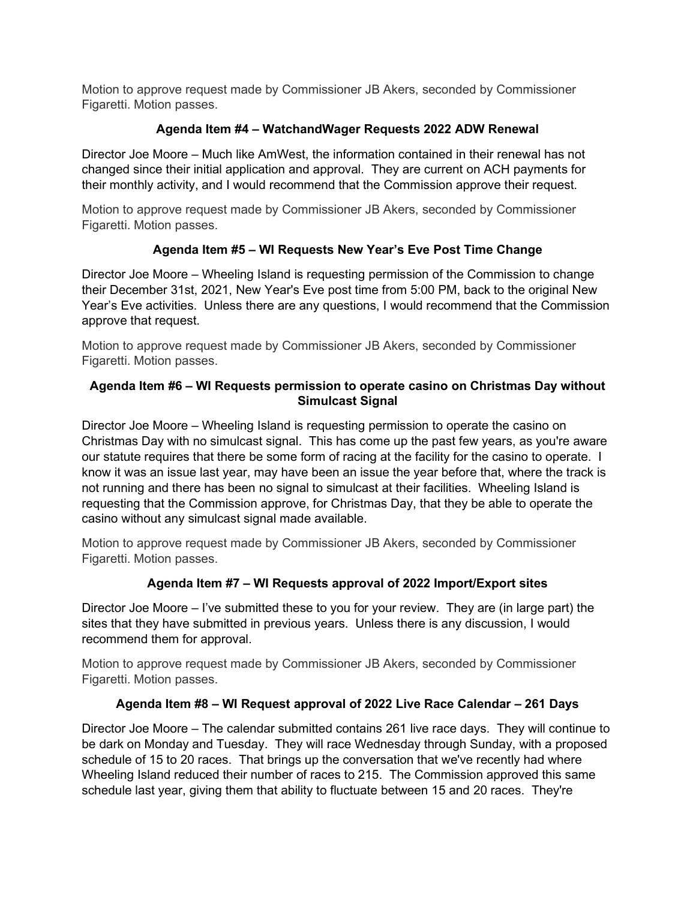Motion to approve request made by Commissioner JB Akers, seconded by Commissioner Figaretti. Motion passes.

### Agenda Item #4 – WatchandWager Requests 2022 ADW Renewal

Director Joe Moore – Much like AmWest, the information contained in their renewal has not changed since their initial application and approval. They are current on ACH payments for their monthly activity, and I would recommend that the Commission approve their request.

Motion to approve request made by Commissioner JB Akers, seconded by Commissioner Figaretti. Motion passes.

### Agenda Item #5 – WI Requests New Year's Eve Post Time Change

Director Joe Moore – Wheeling Island is requesting permission of the Commission to change their December 31st, 2021, New Year's Eve post time from 5:00 PM, back to the original New Year's Eve activities. Unless there are any questions, I would recommend that the Commission approve that request.

Motion to approve request made by Commissioner JB Akers, seconded by Commissioner Figaretti. Motion passes.

### Agenda Item #6 – WI Requests permission to operate casino on Christmas Day without Simulcast Signal

Director Joe Moore – Wheeling Island is requesting permission to operate the casino on Christmas Day with no simulcast signal. This has come up the past few years, as you're aware our statute requires that there be some form of racing at the facility for the casino to operate. I know it was an issue last year, may have been an issue the year before that, where the track is not running and there has been no signal to simulcast at their facilities. Wheeling Island is requesting that the Commission approve, for Christmas Day, that they be able to operate the casino without any simulcast signal made available.

Motion to approve request made by Commissioner JB Akers, seconded by Commissioner Figaretti. Motion passes.

### Agenda Item #7 – WI Requests approval of 2022 Import/Export sites

Director Joe Moore – I've submitted these to you for your review. They are (in large part) the sites that they have submitted in previous years. Unless there is any discussion, I would recommend them for approval.

Motion to approve request made by Commissioner JB Akers, seconded by Commissioner Figaretti. Motion passes.

### Agenda Item #8 – WI Request approval of 2022 Live Race Calendar – 261 Days

Director Joe Moore – The calendar submitted contains 261 live race days. They will continue to be dark on Monday and Tuesday. They will race Wednesday through Sunday, with a proposed schedule of 15 to 20 races. That brings up the conversation that we've recently had where Wheeling Island reduced their number of races to 215. The Commission approved this same schedule last year, giving them that ability to fluctuate between 15 and 20 races. They're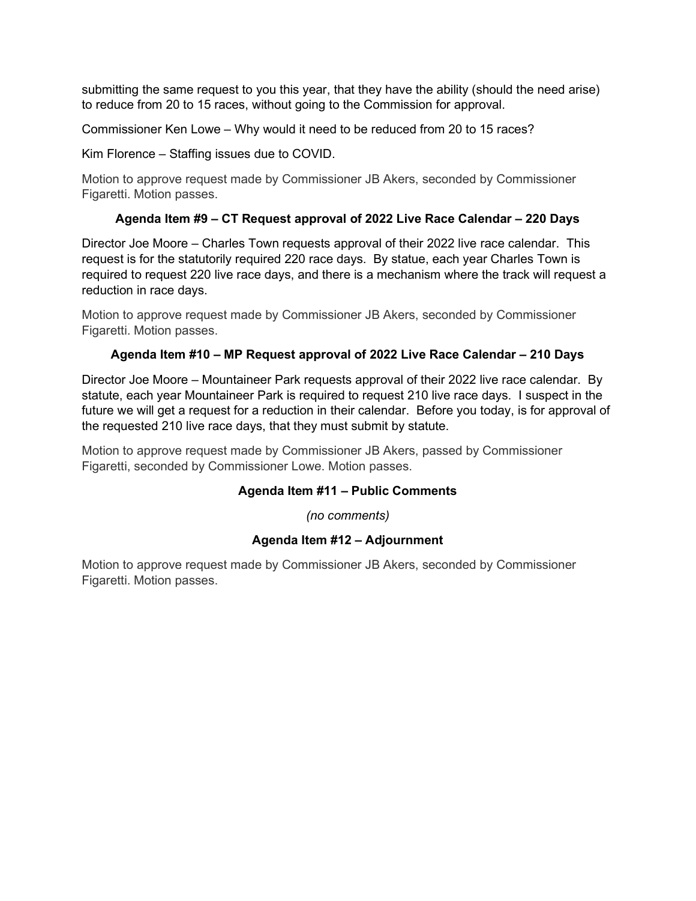submitting the same request to you this year, that they have the ability (should the need arise) to reduce from 20 to 15 races, without going to the Commission for approval.

Commissioner Ken Lowe – Why would it need to be reduced from 20 to 15 races?

Kim Florence – Staffing issues due to COVID.

Motion to approve request made by Commissioner JB Akers, seconded by Commissioner Figaretti. Motion passes.

**Agenda Item #9 – CT Request approval of 2022 Live Race Calendar – 220 Days**

Director Joe Moore – Charles Town requests approval of their 2022 live race calendar. This request is for the statutorily required 220 race days. By statue, each year Charles Town is required to request 220 live race days, and there is a mechanism where the track will request a reduction in race days.

Motion to approve request made by Commissioner JB Akers, seconded by Commissioner Figaretti. Motion passes.

**Agenda Item #10 – MP Request approval of 2022 Live Race Calendar – 210 Days**

Director Joe Moore – Mountaineer Park requests approval of their 2022 live race calendar. By statute, each year Mountaineer Park is required to request 210 live race days. I suspect in the future we will get a request for a reduction in their calendar. Before you today, is for approval of the requested 210 live race days, that they must submit by statute.

Motion to approve request made by Commissioner JB Akers, passed by Commissioner Figaretti, seconded by Commissioner Lowe. Motion passes.

**Agenda Item #11 – Public Comments**

*(no comments)*

**Agenda Item #12 – Adjournment**

Motion to approve request made by Commissioner JB Akers, seconded by Commissioner Figaretti. Motion passes.